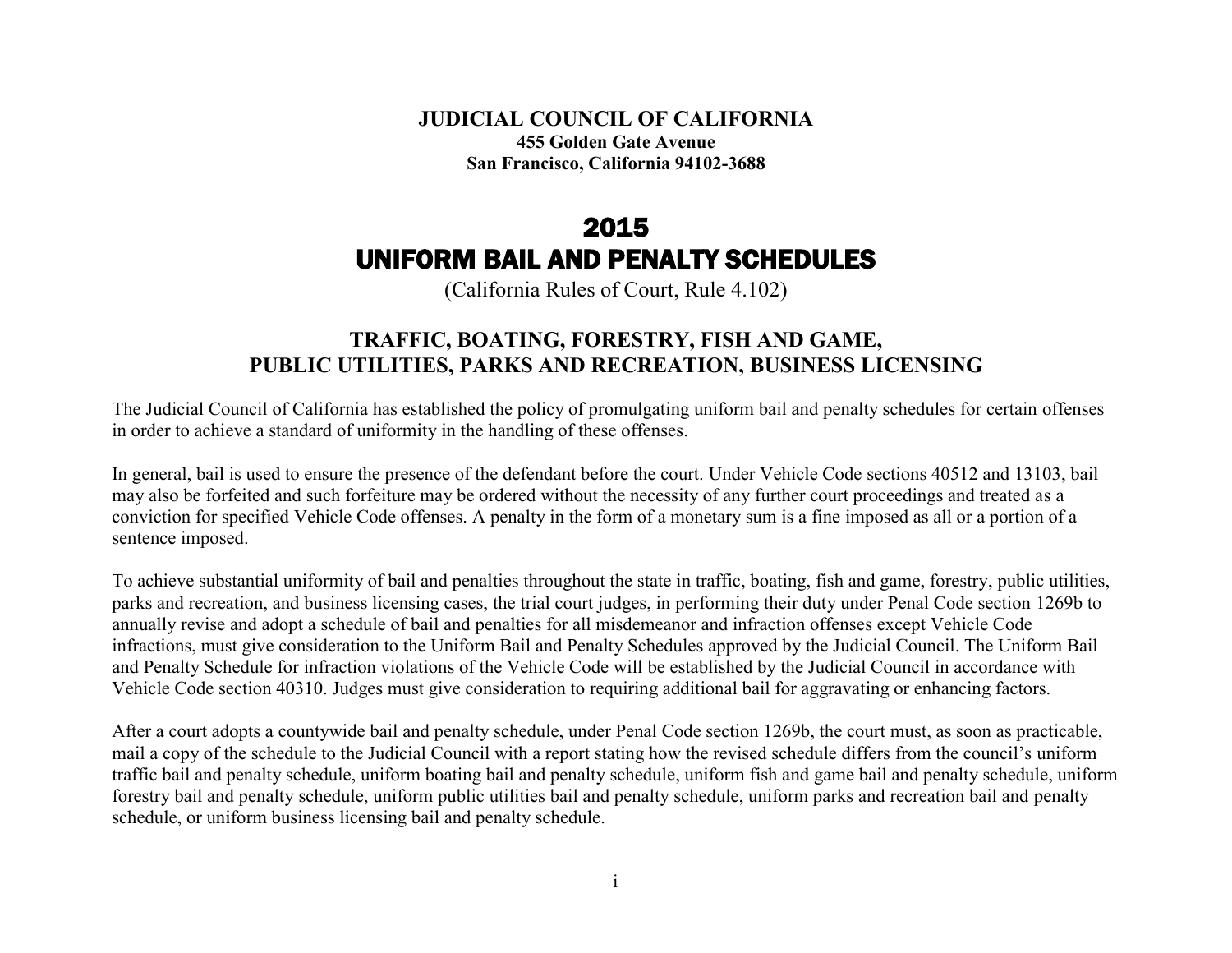**JUDICIAL COUNCIL OF CALIFORNIA**
**455 Golden Gate Avenue**
**San Francisco, California 94102-3688**

# 2015
# UNIFORM BAIL AND PENALTY SCHEDULES

(California Rules of Court, Rule 4.102)

## TRAFFIC, BOATING, FORESTRY, FISH AND GAME, PUBLIC UTILITIES, PARKS AND RECREATION, BUSINESS LICENSING

The Judicial Council of California has established the policy of promulgating uniform bail and penalty schedules for certain offenses in order to achieve a standard of uniformity in the handling of these offenses.

In general, bail is used to ensure the presence of the defendant before the court. Under Vehicle Code sections 40512 and 13103, bail may also be forfeited and such forfeiture may be ordered without the necessity of any further court proceedings and treated as a conviction for specified Vehicle Code offenses. A penalty in the form of a monetary sum is a fine imposed as all or a portion of a sentence imposed.

To achieve substantial uniformity of bail and penalties throughout the state in traffic, boating, fish and game, forestry, public utilities, parks and recreation, and business licensing cases, the trial court judges, in performing their duty under Penal Code section 1269b to annually revise and adopt a schedule of bail and penalties for all misdemeanor and infraction offenses except Vehicle Code infractions, must give consideration to the Uniform Bail and Penalty Schedules approved by the Judicial Council. The Uniform Bail and Penalty Schedule for infraction violations of the Vehicle Code will be established by the Judicial Council in accordance with Vehicle Code section 40310. Judges must give consideration to requiring additional bail for aggravating or enhancing factors.

After a court adopts a countywide bail and penalty schedule, under Penal Code section 1269b, the court must, as soon as practicable, mail a copy of the schedule to the Judicial Council with a report stating how the revised schedule differs from the council's uniform traffic bail and penalty schedule, uniform boating bail and penalty schedule, uniform fish and game bail and penalty schedule, uniform forestry bail and penalty schedule, uniform public utilities bail and penalty schedule, uniform parks and recreation bail and penalty schedule, or uniform business licensing bail and penalty schedule.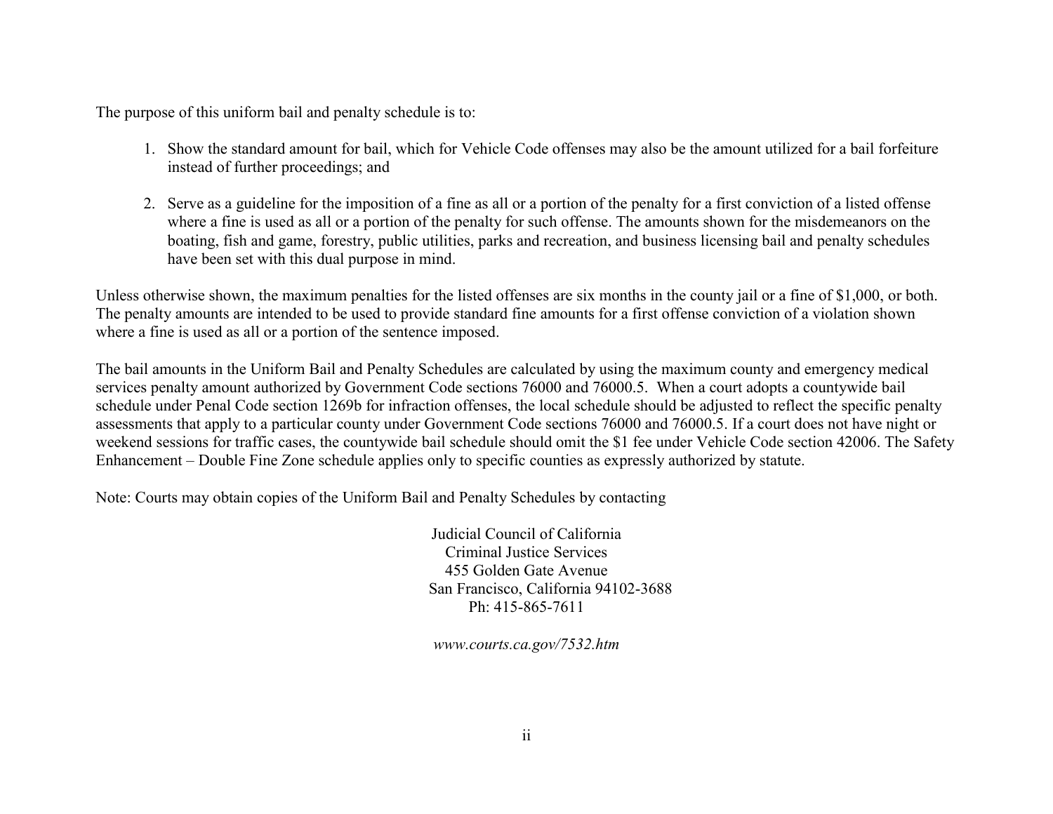The purpose of this uniform bail and penalty schedule is to:

1. Show the standard amount for bail, which for Vehicle Code offenses may also be the amount utilized for a bail forfeiture instead of further proceedings; and

2. Serve as a guideline for the imposition of a fine as all or a portion of the penalty for a first conviction of a listed offense where a fine is used as all or a portion of the penalty for such offense. The amounts shown for the misdemeanors on the boating, fish and game, forestry, public utilities, parks and recreation, and business licensing bail and penalty schedules have been set with this dual purpose in mind.

Unless otherwise shown, the maximum penalties for the listed offenses are six months in the county jail or a fine of $1,000, or both. The penalty amounts are intended to be used to provide standard fine amounts for a first offense conviction of a violation shown where a fine is used as all or a portion of the sentence imposed.

The bail amounts in the Uniform Bail and Penalty Schedules are calculated by using the maximum county and emergency medical services penalty amount authorized by Government Code sections 76000 and 76000.5. When a court adopts a countywide bail schedule under Penal Code section 1269b for infraction offenses, the local schedule should be adjusted to reflect the specific penalty assessments that apply to a particular county under Government Code sections 76000 and 76000.5. If a court does not have night or weekend sessions for traffic cases, the countywide bail schedule should omit the $1 fee under Vehicle Code section 42006. The Safety Enhancement – Double Fine Zone schedule applies only to specific counties as expressly authorized by statute.

Note: Courts may obtain copies of the Uniform Bail and Penalty Schedules by contacting

Judicial Council of California
Criminal Justice Services
455 Golden Gate Avenue
San Francisco, California 94102-3688
Ph: 415-865-7611

*www.courts.ca.gov/7532.htm*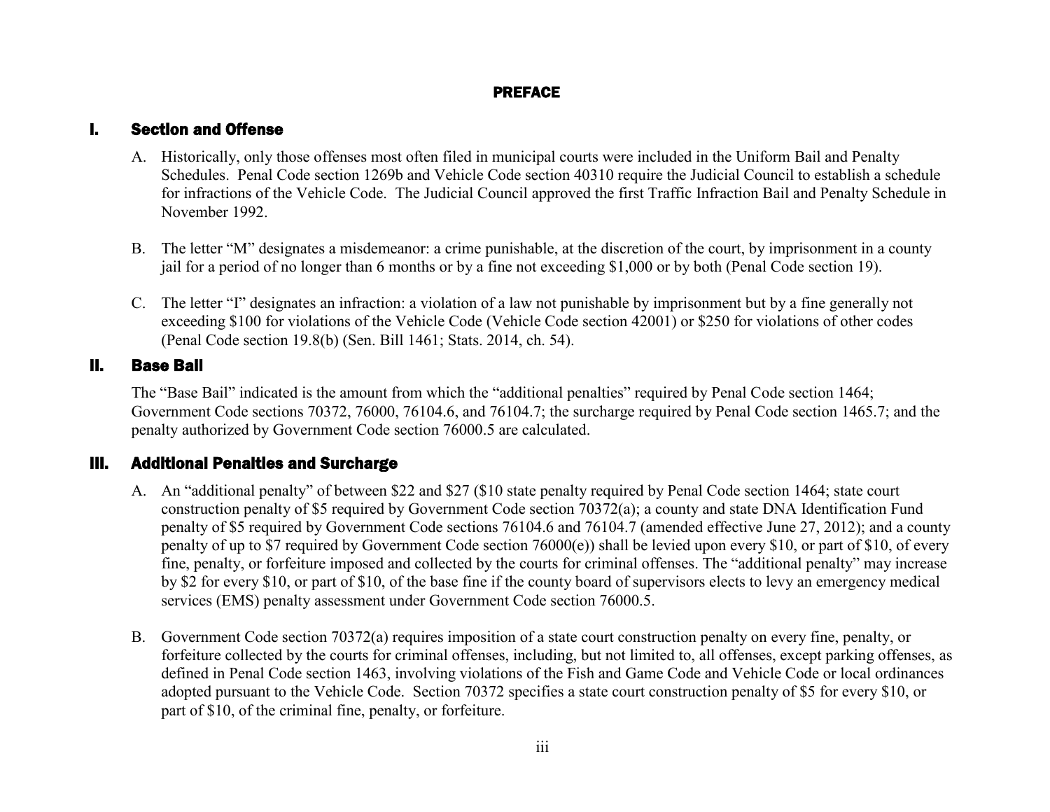# PREFACE

## I. Section and Offense

A. Historically, only those offenses most often filed in municipal courts were included in the Uniform Bail and Penalty Schedules. Penal Code section 1269b and Vehicle Code section 40310 require the Judicial Council to establish a schedule for infractions of the Vehicle Code. The Judicial Council approved the first Traffic Infraction Bail and Penalty Schedule in November 1992.

B. The letter "M" designates a misdemeanor: a crime punishable, at the discretion of the court, by imprisonment in a county jail for a period of no longer than 6 months or by a fine not exceeding $1,000 or by both (Penal Code section 19).

C. The letter "I" designates an infraction: a violation of a law not punishable by imprisonment but by a fine generally not exceeding $100 for violations of the Vehicle Code (Vehicle Code section 42001) or $250 for violations of other codes (Penal Code section 19.8(b) (Sen. Bill 1461; Stats. 2014, ch. 54).

## II. Base Bail

The "Base Bail" indicated is the amount from which the "additional penalties" required by Penal Code section 1464; Government Code sections 70372, 76000, 76104.6, and 76104.7; the surcharge required by Penal Code section 1465.7; and the penalty authorized by Government Code section 76000.5 are calculated.

## III. Additional Penalties and Surcharge

A. An "additional penalty" of between $22 and $27 ($10 state penalty required by Penal Code section 1464; state court construction penalty of $5 required by Government Code section 70372(a); a county and state DNA Identification Fund penalty of $5 required by Government Code sections 76104.6 and 76104.7 (amended effective June 27, 2012); and a county penalty of up to $7 required by Government Code section 76000(e)) shall be levied upon every $10, or part of $10, of every fine, penalty, or forfeiture imposed and collected by the courts for criminal offenses. The "additional penalty" may increase by $2 for every $10, or part of $10, of the base fine if the county board of supervisors elects to levy an emergency medical services (EMS) penalty assessment under Government Code section 76000.5.

B. Government Code section 70372(a) requires imposition of a state court construction penalty on every fine, penalty, or forfeiture collected by the courts for criminal offenses, including, but not limited to, all offenses, except parking offenses, as defined in Penal Code section 1463, involving violations of the Fish and Game Code and Vehicle Code or local ordinances adopted pursuant to the Vehicle Code. Section 70372 specifies a state court construction penalty of $5 for every $10, or part of $10, of the criminal fine, penalty, or forfeiture.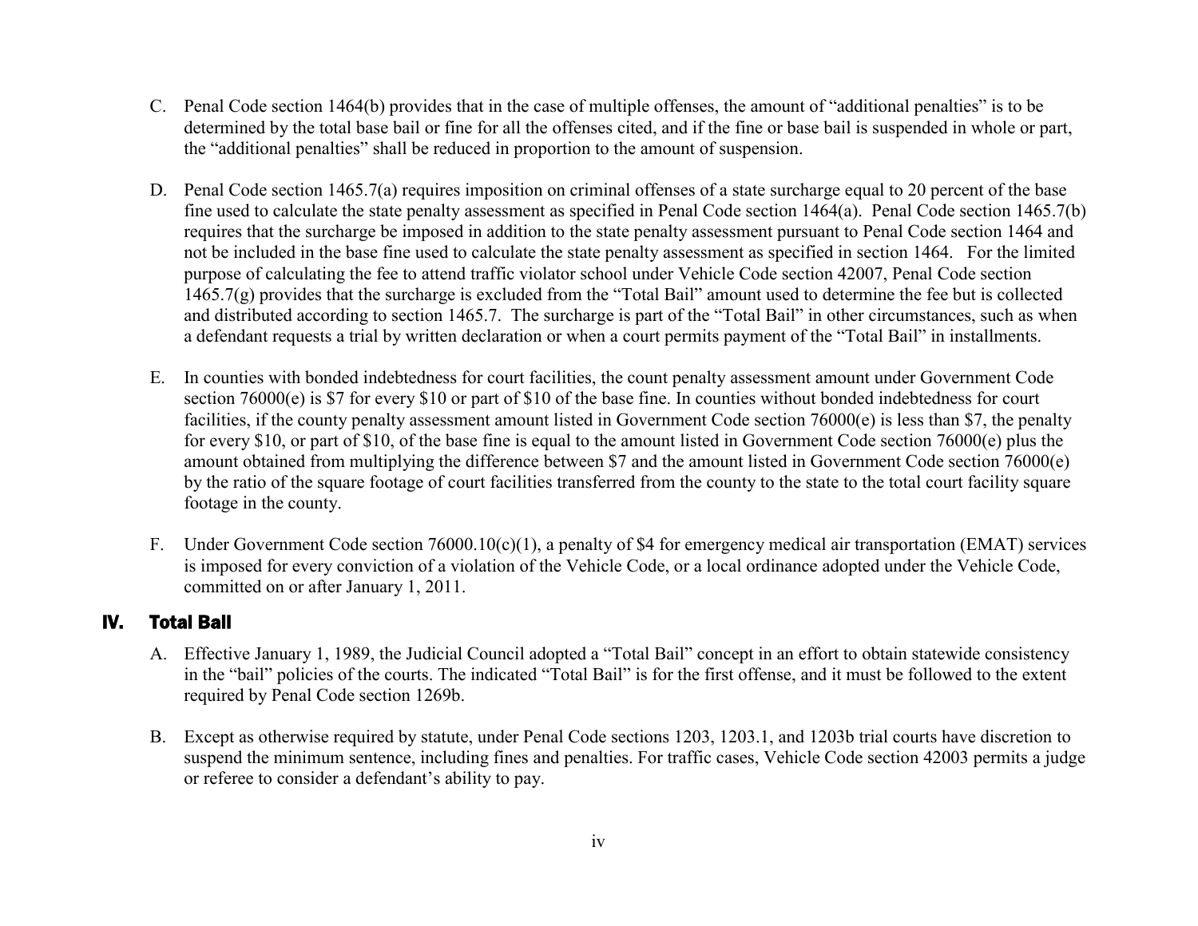C. Penal Code section 1464(b) provides that in the case of multiple offenses, the amount of "additional penalties" is to be determined by the total base bail or fine for all the offenses cited, and if the fine or base bail is suspended in whole or part, the "additional penalties" shall be reduced in proportion to the amount of suspension.

D. Penal Code section 1465.7(a) requires imposition on criminal offenses of a state surcharge equal to 20 percent of the base fine used to calculate the state penalty assessment as specified in Penal Code section 1464(a). Penal Code section 1465.7(b) requires that the surcharge be imposed in addition to the state penalty assessment pursuant to Penal Code section 1464 and not be included in the base fine used to calculate the state penalty assessment as specified in section 1464. For the limited purpose of calculating the fee to attend traffic violator school under Vehicle Code section 42007, Penal Code section 1465.7(g) provides that the surcharge is excluded from the "Total Bail" amount used to determine the fee but is collected and distributed according to section 1465.7. The surcharge is part of the "Total Bail" in other circumstances, such as when a defendant requests a trial by written declaration or when a court permits payment of the "Total Bail" in installments.

E. In counties with bonded indebtedness for court facilities, the count penalty assessment amount under Government Code section 76000(e) is $7 for every $10 or part of $10 of the base fine. In counties without bonded indebtedness for court facilities, if the county penalty assessment amount listed in Government Code section 76000(e) is less than $7, the penalty for every $10, or part of $10, of the base fine is equal to the amount listed in Government Code section 76000(e) plus the amount obtained from multiplying the difference between $7 and the amount listed in Government Code section 76000(e) by the ratio of the square footage of court facilities transferred from the county to the state to the total court facility square footage in the county.

F. Under Government Code section 76000.10(c)(1), a penalty of $4 for emergency medical air transportation (EMAT) services is imposed for every conviction of a violation of the Vehicle Code, or a local ordinance adopted under the Vehicle Code, committed on or after January 1, 2011.

## IV. Total Bail

A. Effective January 1, 1989, the Judicial Council adopted a "Total Bail" concept in an effort to obtain statewide consistency in the "bail" policies of the courts. The indicated "Total Bail" is for the first offense, and it must be followed to the extent required by Penal Code section 1269b.

B. Except as otherwise required by statute, under Penal Code sections 1203, 1203.1, and 1203b trial courts have discretion to suspend the minimum sentence, including fines and penalties. For traffic cases, Vehicle Code section 42003 permits a judge or referee to consider a defendant's ability to pay.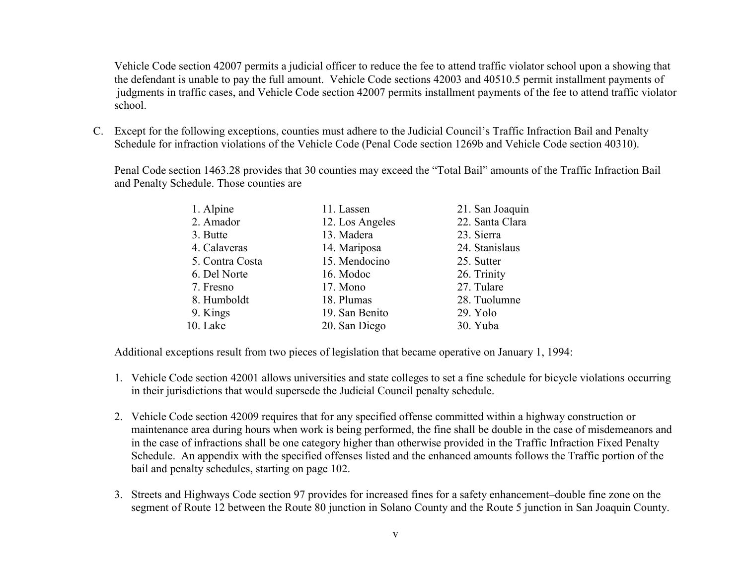Vehicle Code section 42007 permits a judicial officer to reduce the fee to attend traffic violator school upon a showing that the defendant is unable to pay the full amount. Vehicle Code sections 42003 and 40510.5 permit installment payments of judgments in traffic cases, and Vehicle Code section 42007 permits installment payments of the fee to attend traffic violator school.

C. Except for the following exceptions, counties must adhere to the Judicial Council's Traffic Infraction Bail and Penalty Schedule for infraction violations of the Vehicle Code (Penal Code section 1269b and Vehicle Code section 40310).

   Penal Code section 1463.28 provides that 30 counties may exceed the "Total Bail" amounts of the Traffic Infraction Bail and Penalty Schedule. Those counties are

   1. Alpine
   2. Amador
   3. Butte
   4. Calaveras
   5. Contra Costa
   6. Del Norte
   7. Fresno
   8. Humboldt
   9. Kings
   10. Lake
   11. Lassen
   12. Los Angeles
   13. Madera
   14. Mariposa
   15. Mendocino
   16. Modoc
   17. Mono
   18. Plumas
   19. San Benito
   20. San Diego
   21. San Joaquin
   22. Santa Clara
   23. Sierra
   24. Stanislaus
   25. Sutter
   26. Trinity
   27. Tulare
   28. Tuolumne
   29. Yolo
   30. Yuba

   Additional exceptions result from two pieces of legislation that became operative on January 1, 1994:

   1. Vehicle Code section 42001 allows universities and state colleges to set a fine schedule for bicycle violations occurring in their jurisdictions that would supersede the Judicial Council penalty schedule.

   2. Vehicle Code section 42009 requires that for any specified offense committed within a highway construction or maintenance area during hours when work is being performed, the fine shall be double in the case of misdemeanors and in the case of infractions shall be one category higher than otherwise provided in the Traffic Infraction Fixed Penalty Schedule. An appendix with the specified offenses listed and the enhanced amounts follows the Traffic portion of the bail and penalty schedules, starting on page 102.

   3. Streets and Highways Code section 97 provides for increased fines for a safety enhancement–double fine zone on the segment of Route 12 between the Route 80 junction in Solano County and the Route 5 junction in San Joaquin County.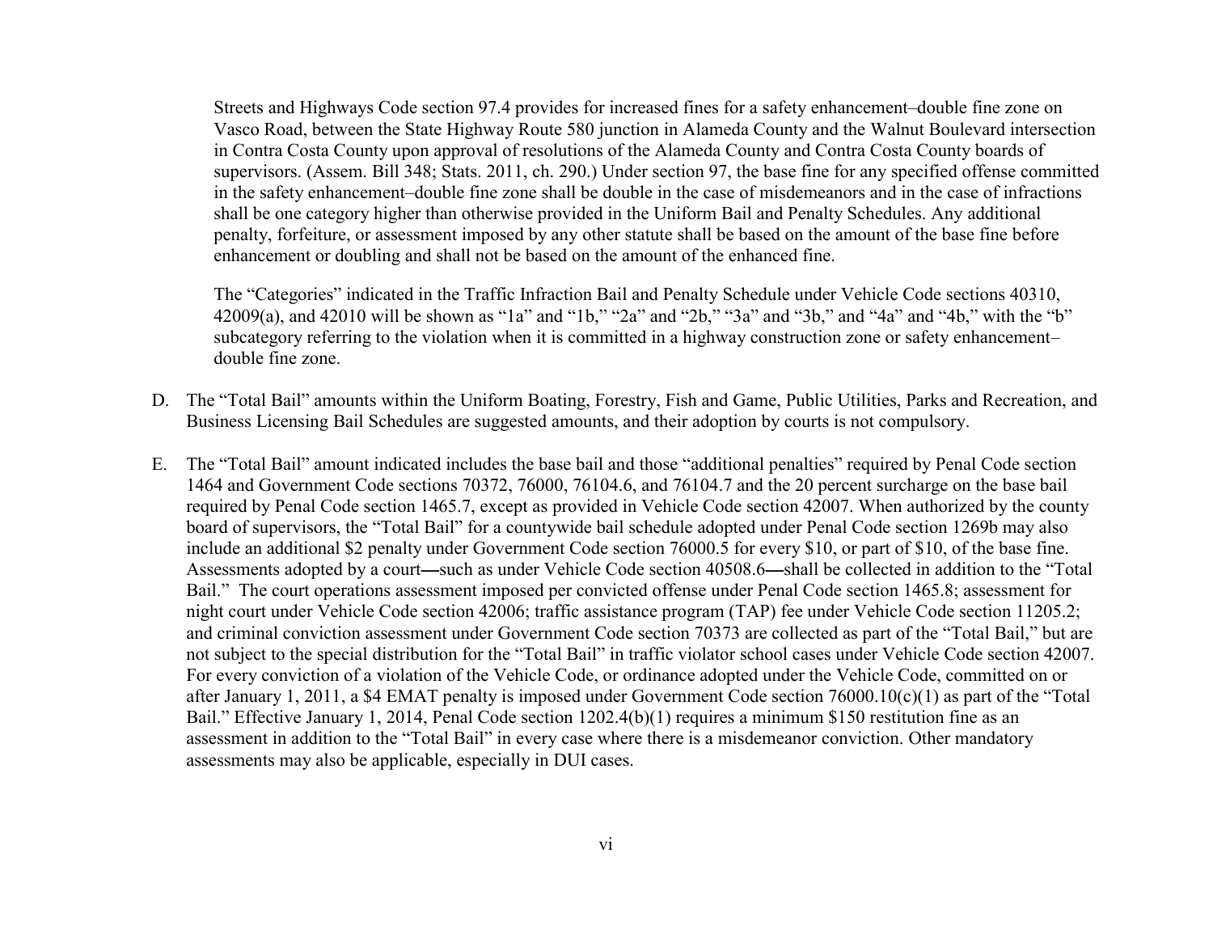Streets and Highways Code section 97.4 provides for increased fines for a safety enhancement–double fine zone on Vasco Road, between the State Highway Route 580 junction in Alameda County and the Walnut Boulevard intersection in Contra Costa County upon approval of resolutions of the Alameda County and Contra Costa County boards of supervisors. (Assem. Bill 348; Stats. 2011, ch. 290.) Under section 97, the base fine for any specified offense committed in the safety enhancement–double fine zone shall be double in the case of misdemeanors and in the case of infractions shall be one category higher than otherwise provided in the Uniform Bail and Penalty Schedules. Any additional penalty, forfeiture, or assessment imposed by any other statute shall be based on the amount of the base fine before enhancement or doubling and shall not be based on the amount of the enhanced fine.

The "Categories" indicated in the Traffic Infraction Bail and Penalty Schedule under Vehicle Code sections 40310, 42009(a), and 42010 will be shown as "1a" and "1b," "2a" and "2b," "3a" and "3b," and "4a" and "4b," with the "b" subcategory referring to the violation when it is committed in a highway construction zone or safety enhancement–double fine zone.

D. The "Total Bail" amounts within the Uniform Boating, Forestry, Fish and Game, Public Utilities, Parks and Recreation, and Business Licensing Bail Schedules are suggested amounts, and their adoption by courts is not compulsory.

E. The "Total Bail" amount indicated includes the base bail and those "additional penalties" required by Penal Code section 1464 and Government Code sections 70372, 76000, 76104.6, and 76104.7 and the 20 percent surcharge on the base bail required by Penal Code section 1465.7, except as provided in Vehicle Code section 42007. When authorized by the county board of supervisors, the "Total Bail" for a countywide bail schedule adopted under Penal Code section 1269b may also include an additional $2 penalty under Government Code section 76000.5 for every $10, or part of $10, of the base fine. Assessments adopted by a court**—**such as under Vehicle Code section 40508.6**—**shall be collected in addition to the "Total Bail." The court operations assessment imposed per convicted offense under Penal Code section 1465.8; assessment for night court under Vehicle Code section 42006; traffic assistance program (TAP) fee under Vehicle Code section 11205.2; and criminal conviction assessment under Government Code section 70373 are collected as part of the "Total Bail," but are not subject to the special distribution for the "Total Bail" in traffic violator school cases under Vehicle Code section 42007. For every conviction of a violation of the Vehicle Code, or ordinance adopted under the Vehicle Code, committed on or after January 1, 2011, a $4 EMAT penalty is imposed under Government Code section 76000.10(c)(1) as part of the "Total Bail." Effective January 1, 2014, Penal Code section 1202.4(b)(1) requires a minimum $150 restitution fine as an assessment in addition to the "Total Bail" in every case where there is a misdemeanor conviction. Other mandatory assessments may also be applicable, especially in DUI cases.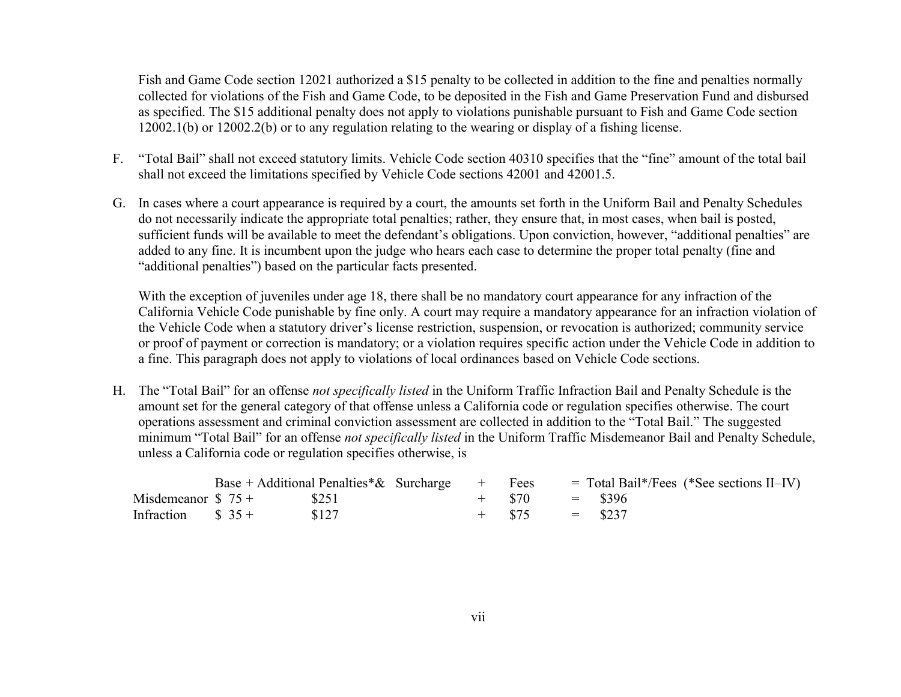Fish and Game Code section 12021 authorized a $15 penalty to be collected in addition to the fine and penalties normally collected for violations of the Fish and Game Code, to be deposited in the Fish and Game Preservation Fund and disbursed as specified. The $15 additional penalty does not apply to violations punishable pursuant to Fish and Game Code section 12002.1(b) or 12002.2(b) or to any regulation relating to the wearing or display of a fishing license.

F. "Total Bail" shall not exceed statutory limits. Vehicle Code section 40310 specifies that the "fine" amount of the total bail shall not exceed the limitations specified by Vehicle Code sections 42001 and 42001.5.

G. In cases where a court appearance is required by a court, the amounts set forth in the Uniform Bail and Penalty Schedules do not necessarily indicate the appropriate total penalties; rather, they ensure that, in most cases, when bail is posted, sufficient funds will be available to meet the defendant's obligations. Upon conviction, however, "additional penalties" are added to any fine. It is incumbent upon the judge who hears each case to determine the proper total penalty (fine and "additional penalties") based on the particular facts presented.

   With the exception of juveniles under age 18, there shall be no mandatory court appearance for any infraction of the California Vehicle Code punishable by fine only. A court may require a mandatory appearance for an infraction violation of the Vehicle Code when a statutory driver's license restriction, suspension, or revocation is authorized; community service or proof of payment or correction is mandatory; or a violation requires specific action under the Vehicle Code in addition to a fine. This paragraph does not apply to violations of local ordinances based on Vehicle Code sections.

H. The "Total Bail" for an offense *not specifically listed* in the Uniform Traffic Infraction Bail and Penalty Schedule is the amount set for the general category of that offense unless a California code or regulation specifies otherwise. The court operations assessment and criminal conviction assessment are collected in addition to the "Total Bail." The suggested minimum "Total Bail" for an offense *not specifically listed* in the Uniform Traffic Misdemeanor Bail and Penalty Schedule, unless a California code or regulation specifies otherwise, is

| | Base + | Additional Penalties*& Surcharge | + | Fees | = | Total Bail*/Fees (*See sections II–IV) |
|---|---|---|---|---|---|---|
| Misdemeanor | $ 75 + | $251 | + | $70 | = | $396 |
| Infraction | $ 35 + | $127 | + | $75 | = | $237 |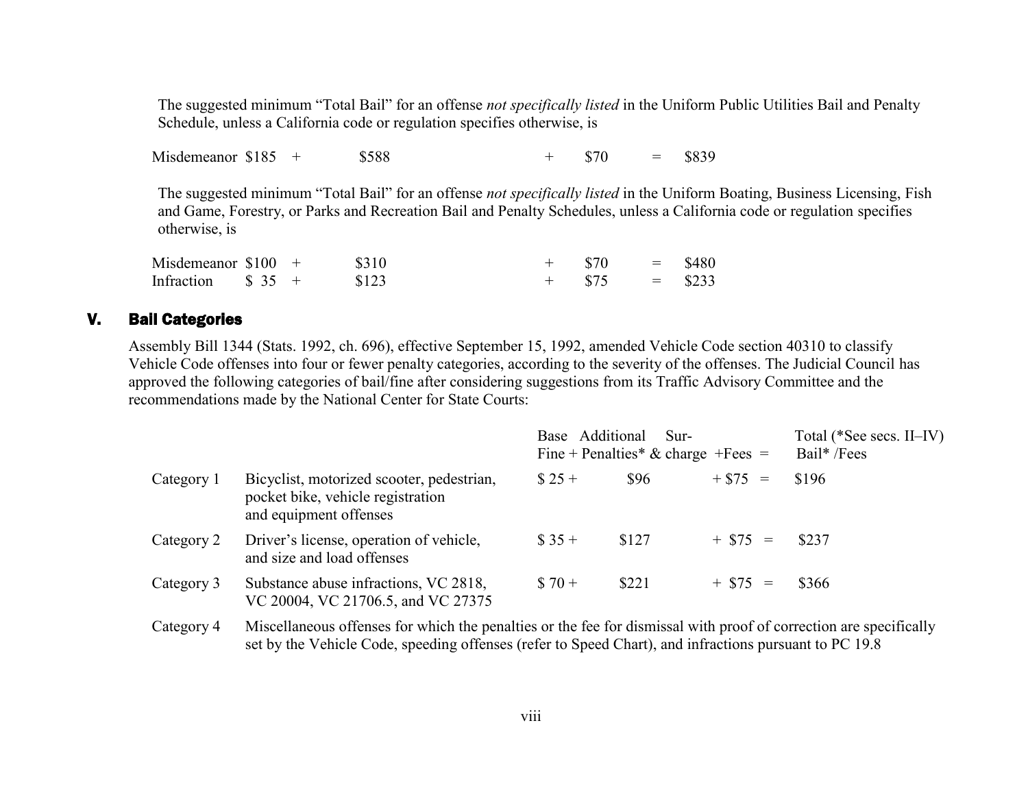The suggested minimum “Total Bail” for an offense *not specifically listed* in the Uniform Public Utilities Bail and Penalty Schedule, unless a California code or regulation specifies otherwise, is

| | | | | | | | | |
|---|---|---|---|---|---|---|---|---|
| Misdemeanor | $185 | + | $588 | + | $70 | = | $839 |

The suggested minimum “Total Bail” for an offense *not specifically listed* in the Uniform Boating, Business Licensing, Fish and Game, Forestry, or Parks and Recreation Bail and Penalty Schedules, unless a California code or regulation specifies otherwise, is

| | | | | | | | |
|---|---|---|---|---|---|---|---|
| Misdemeanor | $100 | + | $310 | + | $70 | = | $480 |
| Infraction | $ 35 | + | $123 | + | $75 | = | $233 |

## V. Bail Categories

Assembly Bill 1344 (Stats. 1992, ch. 696), effective September 15, 1992, amended Vehicle Code section 40310 to classify Vehicle Code offenses into four or fewer penalty categories, according to the severity of the offenses. The Judicial Council has approved the following categories of bail/fine after considering suggestions from its Traffic Advisory Committee and the recommendations made by the National Center for State Courts:

| | | Base Fine + | Additional Penalties* & Surcharge | +Fees = | Total (*See secs. II–IV) Bail* /Fees |
|---|---|---|---|---|---|
| Category 1 | Bicyclist, motorized scooter, pedestrian, pocket bike, vehicle registration and equipment offenses | $ 25 + | $96 | + $75 = | $196 |
| Category 2 | Driver’s license, operation of vehicle, and size and load offenses | $ 35 + | $127 | + $75 = | $237 |
| Category 3 | Substance abuse infractions, VC 2818, VC 20004, VC 21706.5, and VC 27375 | $ 70 + | $221 | + $75 = | $366 |
| Category 4 | Miscellaneous offenses for which the penalties or the fee for dismissal with proof of correction are specifically set by the Vehicle Code, speeding offenses (refer to Speed Chart), and infractions pursuant to PC 19.8 | | | | |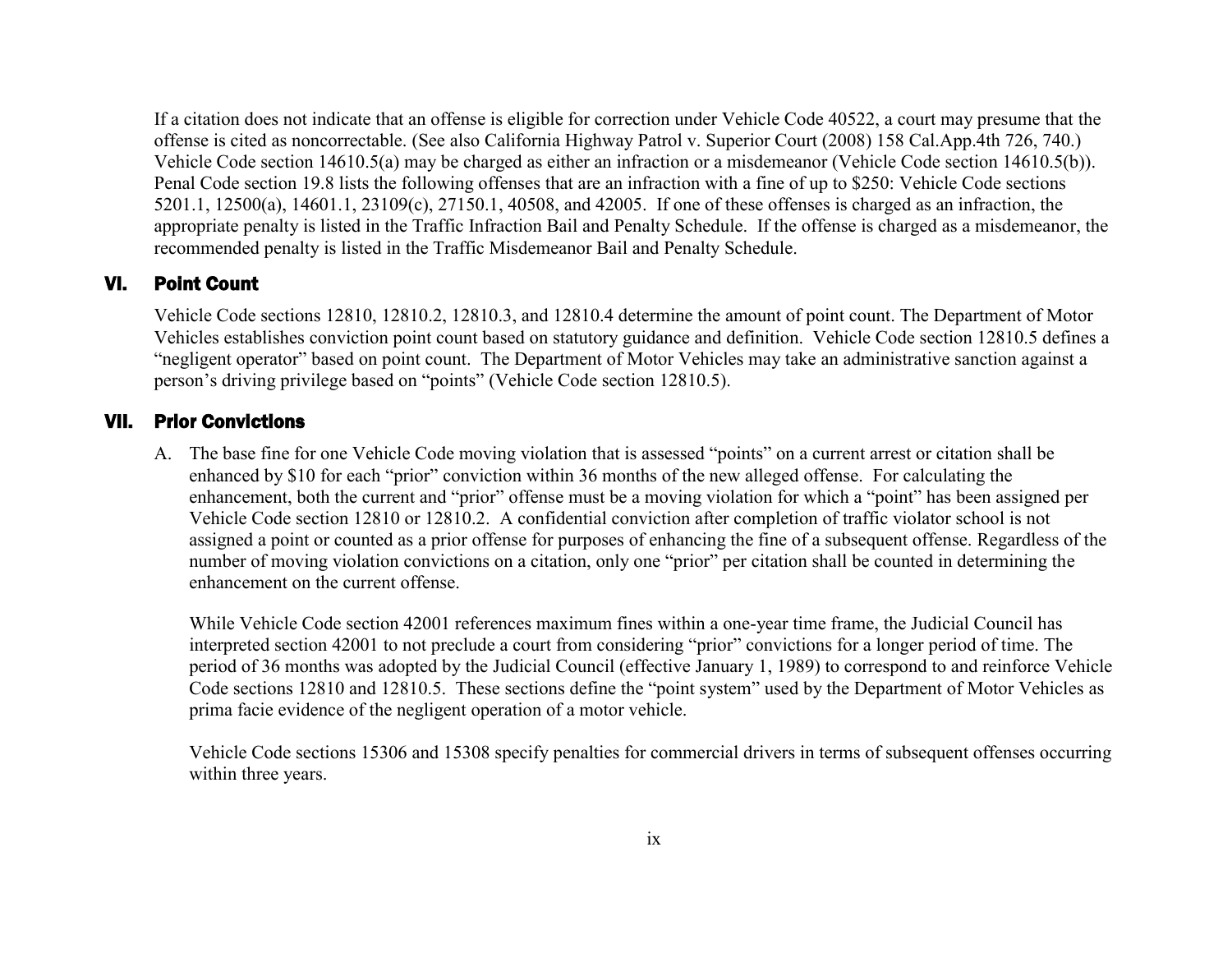If a citation does not indicate that an offense is eligible for correction under Vehicle Code 40522, a court may presume that the offense is cited as noncorrectable. (See also California Highway Patrol v. Superior Court (2008) 158 Cal.App.4th 726, 740.) Vehicle Code section 14610.5(a) may be charged as either an infraction or a misdemeanor (Vehicle Code section 14610.5(b)). Penal Code section 19.8 lists the following offenses that are an infraction with a fine of up to $250: Vehicle Code sections 5201.1, 12500(a), 14601.1, 23109(c), 27150.1, 40508, and 42005. If one of these offenses is charged as an infraction, the appropriate penalty is listed in the Traffic Infraction Bail and Penalty Schedule. If the offense is charged as a misdemeanor, the recommended penalty is listed in the Traffic Misdemeanor Bail and Penalty Schedule.

## VI. Point Count

Vehicle Code sections 12810, 12810.2, 12810.3, and 12810.4 determine the amount of point count. The Department of Motor Vehicles establishes conviction point count based on statutory guidance and definition. Vehicle Code section 12810.5 defines a "negligent operator" based on point count. The Department of Motor Vehicles may take an administrative sanction against a person's driving privilege based on "points" (Vehicle Code section 12810.5).

## VII. Prior Convictions

A. The base fine for one Vehicle Code moving violation that is assessed "points" on a current arrest or citation shall be enhanced by $10 for each "prior" conviction within 36 months of the new alleged offense. For calculating the enhancement, both the current and "prior" offense must be a moving violation for which a "point" has been assigned per Vehicle Code section 12810 or 12810.2. A confidential conviction after completion of traffic violator school is not assigned a point or counted as a prior offense for purposes of enhancing the fine of a subsequent offense. Regardless of the number of moving violation convictions on a citation, only one "prior" per citation shall be counted in determining the enhancement on the current offense.

   While Vehicle Code section 42001 references maximum fines within a one-year time frame, the Judicial Council has interpreted section 42001 to not preclude a court from considering "prior" convictions for a longer period of time. The period of 36 months was adopted by the Judicial Council (effective January 1, 1989) to correspond to and reinforce Vehicle Code sections 12810 and 12810.5. These sections define the "point system" used by the Department of Motor Vehicles as prima facie evidence of the negligent operation of a motor vehicle.

   Vehicle Code sections 15306 and 15308 specify penalties for commercial drivers in terms of subsequent offenses occurring within three years.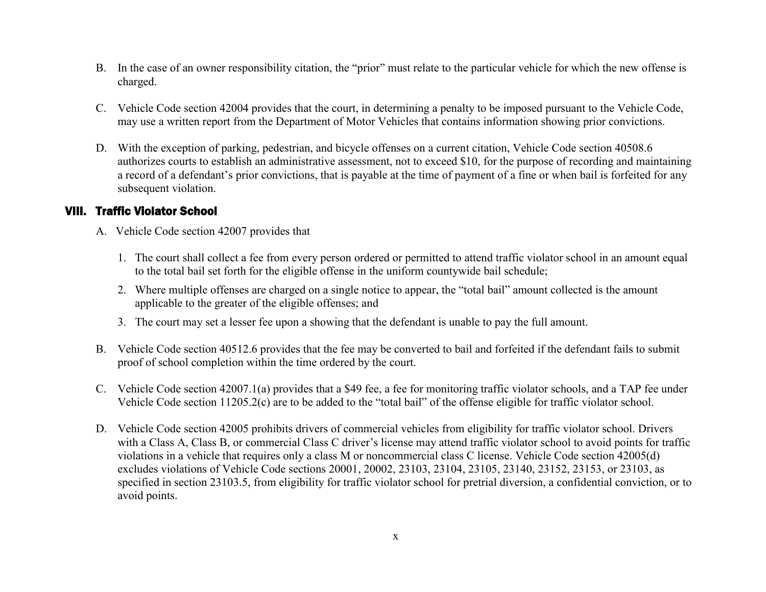B. In the case of an owner responsibility citation, the "prior" must relate to the particular vehicle for which the new offense is charged.

C. Vehicle Code section 42004 provides that the court, in determining a penalty to be imposed pursuant to the Vehicle Code, may use a written report from the Department of Motor Vehicles that contains information showing prior convictions.

D. With the exception of parking, pedestrian, and bicycle offenses on a current citation, Vehicle Code section 40508.6 authorizes courts to establish an administrative assessment, not to exceed $10, for the purpose of recording and maintaining a record of a defendant's prior convictions, that is payable at the time of payment of a fine or when bail is forfeited for any subsequent violation.

## VIII. Traffic Violator School

A. Vehicle Code section 42007 provides that

1. The court shall collect a fee from every person ordered or permitted to attend traffic violator school in an amount equal to the total bail set forth for the eligible offense in the uniform countywide bail schedule;
2. Where multiple offenses are charged on a single notice to appear, the "total bail" amount collected is the amount applicable to the greater of the eligible offenses; and
3. The court may set a lesser fee upon a showing that the defendant is unable to pay the full amount.

B. Vehicle Code section 40512.6 provides that the fee may be converted to bail and forfeited if the defendant fails to submit proof of school completion within the time ordered by the court.

C. Vehicle Code section 42007.1(a) provides that a $49 fee, a fee for monitoring traffic violator schools, and a TAP fee under Vehicle Code section 11205.2(c) are to be added to the "total bail" of the offense eligible for traffic violator school.

D. Vehicle Code section 42005 prohibits drivers of commercial vehicles from eligibility for traffic violator school. Drivers with a Class A, Class B, or commercial Class C driver's license may attend traffic violator school to avoid points for traffic violations in a vehicle that requires only a class M or noncommercial class C license. Vehicle Code section 42005(d) excludes violations of Vehicle Code sections 20001, 20002, 23103, 23104, 23105, 23140, 23152, 23153, or 23103, as specified in section 23103.5, from eligibility for traffic violator school for pretrial diversion, a confidential conviction, or to avoid points.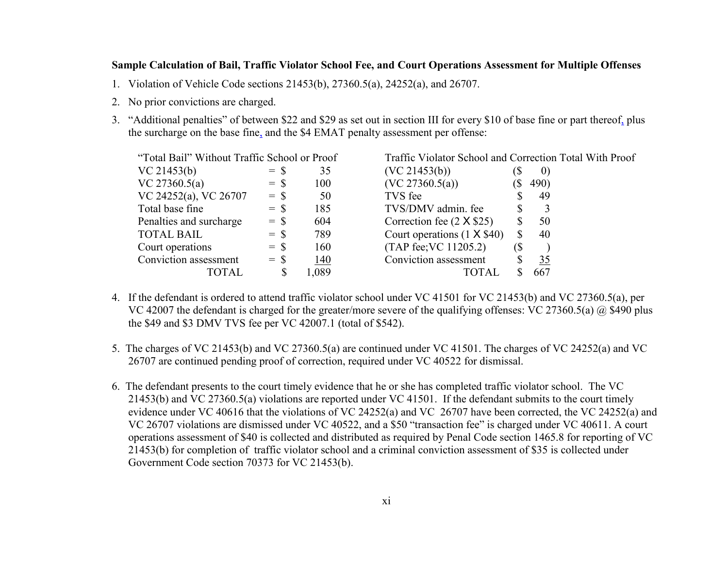**Sample Calculation of Bail, Traffic Violator School Fee, and Court Operations Assessment for Multiple Offenses**

1. Violation of Vehicle Code sections 21453(b), 27360.5(a), 24252(a), and 26707.

2. No prior convictions are charged.

3. "Additional penalties" of between $22 and $29 as set out in section III for every $10 of base fine or part thereof, plus the surcharge on the base fine, and the $4 EMAT penalty assessment per offense:

| "Total Bail" Without Traffic School or Proof | | | Traffic Violator School and Correction Total With Proof | |
|---|---|---|---|---|
| VC 21453(b) | = $ | 35 | (VC 21453(b)) | ($ 0) |
| VC 27360.5(a) | = $ | 100 | (VC 27360.5(a)) | ($ 490) |
| VC 24252(a), VC 26707 | = $ | 50 | TVS fee | $ 49 |
| Total base fine | = $ | 185 | TVS/DMV admin. fee | $ 3 |
| Penalties and surcharge | = $ | 604 | Correction fee (2 X $25) | $ 50 |
| TOTAL BAIL | = $ | 789 | Court operations (1 X $40) | $ 40 |
| Court operations | = $ | 160 | (TAP fee;VC 11205.2) | ($ ) |
| Conviction assessment | = $ | 140 | Conviction assessment | $ 35 |
| TOTAL | $ | 1,089 | TOTAL | $ 667 |

4. If the defendant is ordered to attend traffic violator school under VC 41501 for VC 21453(b) and VC 27360.5(a), per VC 42007 the defendant is charged for the greater/more severe of the qualifying offenses: VC 27360.5(a) @ $490 plus the $49 and $3 DMV TVS fee per VC 42007.1 (total of $542).

5. The charges of VC 21453(b) and VC 27360.5(a) are continued under VC 41501. The charges of VC 24252(a) and VC 26707 are continued pending proof of correction, required under VC 40522 for dismissal.

6. The defendant presents to the court timely evidence that he or she has completed traffic violator school. The VC 21453(b) and VC 27360.5(a) violations are reported under VC 41501. If the defendant submits to the court timely evidence under VC 40616 that the violations of VC 24252(a) and VC 26707 have been corrected, the VC 24252(a) and VC 26707 violations are dismissed under VC 40522, and a $50 "transaction fee" is charged under VC 40611. A court operations assessment of $40 is collected and distributed as required by Penal Code section 1465.8 for reporting of VC 21453(b) for completion of traffic violator school and a criminal conviction assessment of $35 is collected under Government Code section 70373 for VC 21453(b).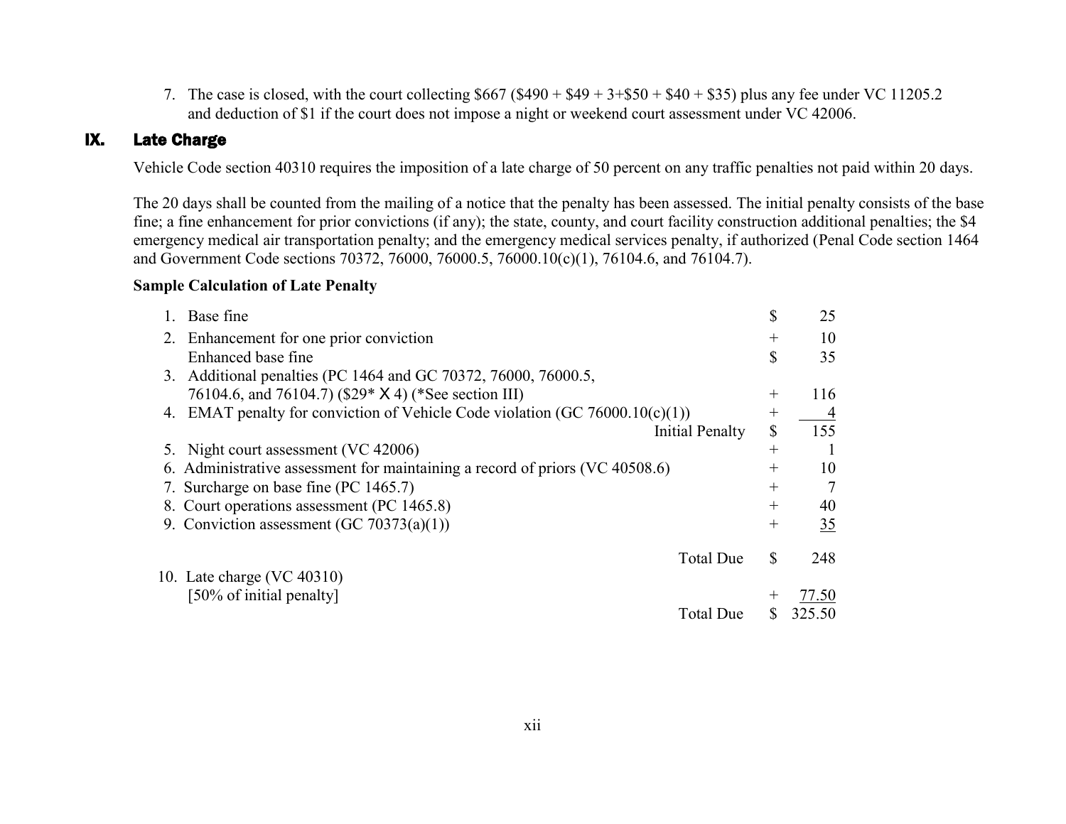7. The case is closed, with the court collecting $667 ($490 + $49 + 3+$50 + $40 + $35) plus any fee under VC 11205.2 and deduction of $1 if the court does not impose a night or weekend court assessment under VC 42006.

## IX. Late Charge

Vehicle Code section 40310 requires the imposition of a late charge of 50 percent on any traffic penalties not paid within 20 days.

The 20 days shall be counted from the mailing of a notice that the penalty has been assessed. The initial penalty consists of the base fine; a fine enhancement for prior convictions (if any); the state, county, and court facility construction additional penalties; the $4 emergency medical air transportation penalty; and the emergency medical services penalty, if authorized (Penal Code section 1464 and Government Code sections 70372, 76000, 76000.5, 76000.10(c)(1), 76104.6, and 76104.7).

**Sample Calculation of Late Penalty**

| Item | | Amount |
|---|---|---|
| 1. Base fine | $ | 25 |
| 2. Enhancement for one prior conviction | + | 10 |
| Enhanced base fine | $ | 35 |
| 3. Additional penalties (PC 1464 and GC 70372, 76000, 76000.5, 76104.6, and 76104.7) ($29* X 4) (*See section III) | + | 116 |
| 4. EMAT penalty for conviction of Vehicle Code violation (GC 76000.10(c)(1)) | + | 4 |
| Initial Penalty | $ | 155 |
| 5. Night court assessment (VC 42006) | + | 1 |
| 6. Administrative assessment for maintaining a record of priors (VC 40508.6) | + | 10 |
| 7. Surcharge on base fine (PC 1465.7) | + | 7 |
| 8. Court operations assessment (PC 1465.8) | + | 40 |
| 9. Conviction assessment (GC 70373(a)(1)) | + | 35 |
| Total Due | $ | 248 |
| 10. Late charge (VC 40310) [50% of initial penalty] | + | 77.50 |
| Total Due | $ | 325.50 |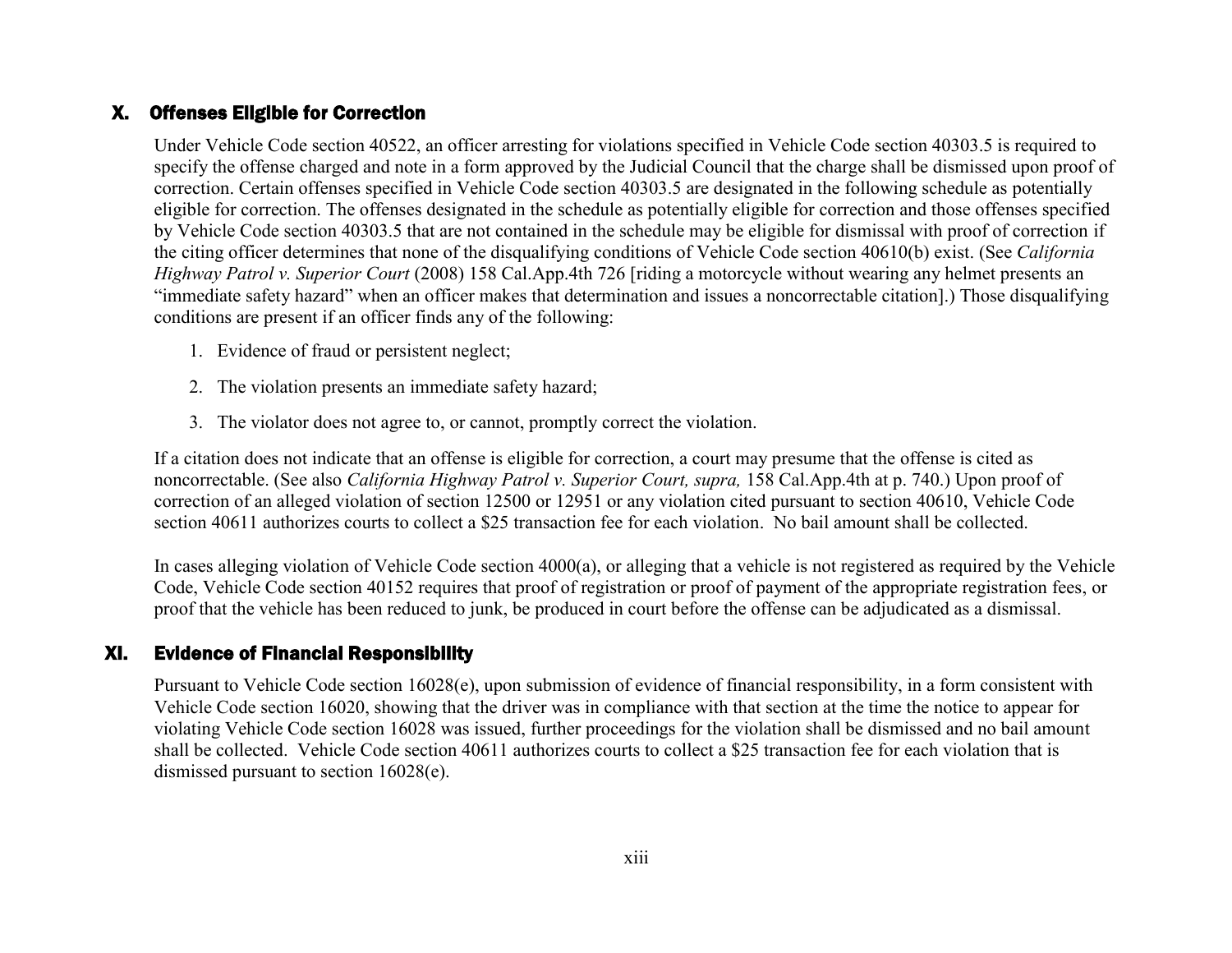## X. Offenses Eligible for Correction

Under Vehicle Code section 40522, an officer arresting for violations specified in Vehicle Code section 40303.5 is required to specify the offense charged and note in a form approved by the Judicial Council that the charge shall be dismissed upon proof of correction. Certain offenses specified in Vehicle Code section 40303.5 are designated in the following schedule as potentially eligible for correction. The offenses designated in the schedule as potentially eligible for correction and those offenses specified by Vehicle Code section 40303.5 that are not contained in the schedule may be eligible for dismissal with proof of correction if the citing officer determines that none of the disqualifying conditions of Vehicle Code section 40610(b) exist. (See *California Highway Patrol v. Superior Court* (2008) 158 Cal.App.4th 726 [riding a motorcycle without wearing any helmet presents an "immediate safety hazard" when an officer makes that determination and issues a noncorrectable citation].) Those disqualifying conditions are present if an officer finds any of the following:

1. Evidence of fraud or persistent neglect;
2. The violation presents an immediate safety hazard;
3. The violator does not agree to, or cannot, promptly correct the violation.

If a citation does not indicate that an offense is eligible for correction, a court may presume that the offense is cited as noncorrectable. (See also *California Highway Patrol v. Superior Court, supra,* 158 Cal.App.4th at p. 740.) Upon proof of correction of an alleged violation of section 12500 or 12951 or any violation cited pursuant to section 40610, Vehicle Code section 40611 authorizes courts to collect a $25 transaction fee for each violation. No bail amount shall be collected.

In cases alleging violation of Vehicle Code section 4000(a), or alleging that a vehicle is not registered as required by the Vehicle Code, Vehicle Code section 40152 requires that proof of registration or proof of payment of the appropriate registration fees, or proof that the vehicle has been reduced to junk, be produced in court before the offense can be adjudicated as a dismissal.

## XI. Evidence of Financial Responsibility

Pursuant to Vehicle Code section 16028(e), upon submission of evidence of financial responsibility, in a form consistent with Vehicle Code section 16020, showing that the driver was in compliance with that section at the time the notice to appear for violating Vehicle Code section 16028 was issued, further proceedings for the violation shall be dismissed and no bail amount shall be collected. Vehicle Code section 40611 authorizes courts to collect a $25 transaction fee for each violation that is dismissed pursuant to section 16028(e).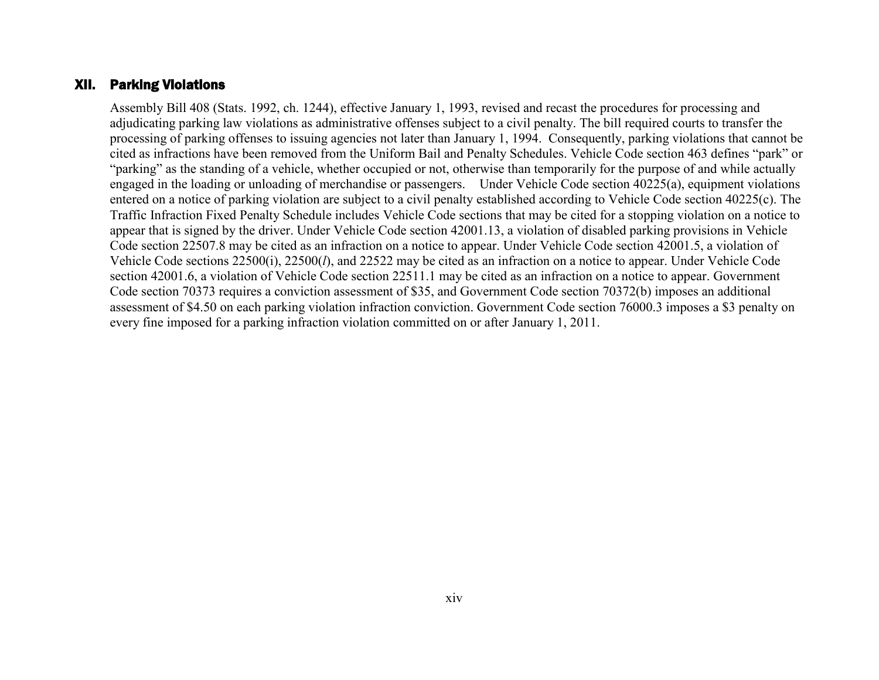## XII. Parking Violations

Assembly Bill 408 (Stats. 1992, ch. 1244), effective January 1, 1993, revised and recast the procedures for processing and adjudicating parking law violations as administrative offenses subject to a civil penalty. The bill required courts to transfer the processing of parking offenses to issuing agencies not later than January 1, 1994. Consequently, parking violations that cannot be cited as infractions have been removed from the Uniform Bail and Penalty Schedules. Vehicle Code section 463 defines "park" or "parking" as the standing of a vehicle, whether occupied or not, otherwise than temporarily for the purpose of and while actually engaged in the loading or unloading of merchandise or passengers. Under Vehicle Code section 40225(a), equipment violations entered on a notice of parking violation are subject to a civil penalty established according to Vehicle Code section 40225(c). The Traffic Infraction Fixed Penalty Schedule includes Vehicle Code sections that may be cited for a stopping violation on a notice to appear that is signed by the driver. Under Vehicle Code section 42001.13, a violation of disabled parking provisions in Vehicle Code section 22507.8 may be cited as an infraction on a notice to appear. Under Vehicle Code section 42001.5, a violation of Vehicle Code sections 22500(i), 22500(*l*), and 22522 may be cited as an infraction on a notice to appear. Under Vehicle Code section 42001.6, a violation of Vehicle Code section 22511.1 may be cited as an infraction on a notice to appear. Government Code section 70373 requires a conviction assessment of $35, and Government Code section 70372(b) imposes an additional assessment of $4.50 on each parking violation infraction conviction. Government Code section 76000.3 imposes a $3 penalty on every fine imposed for a parking infraction violation committed on or after January 1, 2011.